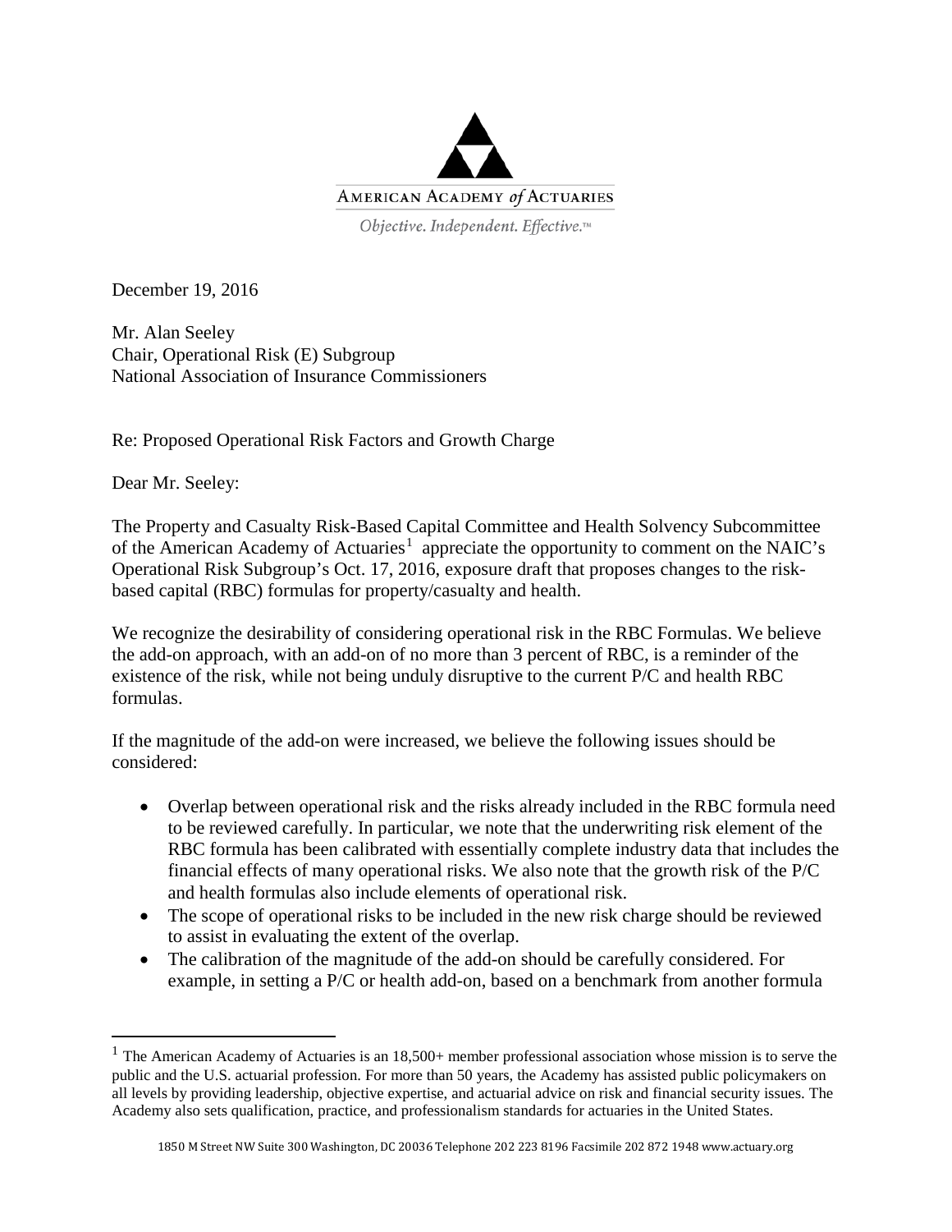AMERICAN ACADEMY *of* ACTUARIES

*Objective. Independent. Effective.™*

December 19, 2016

Mr. Alan Seeley
Chair, Operational Risk (E) Subgroup
National Association of Insurance Commissioners

Re: Proposed Operational Risk Factors and Growth Charge

Dear Mr. Seeley:

The Property and Casualty Risk-Based Capital Committee and Health Solvency Subcommittee of the American Academy of Actuaries[1] appreciate the opportunity to comment on the NAIC's Operational Risk Subgroup's Oct. 17, 2016, exposure draft that proposes changes to the risk-based capital (RBC) formulas for property/casualty and health.

We recognize the desirability of considering operational risk in the RBC Formulas. We believe the add-on approach, with an add-on of no more than 3 percent of RBC, is a reminder of the existence of the risk, while not being unduly disruptive to the current P/C and health RBC formulas.

If the magnitude of the add-on were increased, we believe the following issues should be considered:

- Overlap between operational risk and the risks already included in the RBC formula need to be reviewed carefully. In particular, we note that the underwriting risk element of the RBC formula has been calibrated with essentially complete industry data that includes the financial effects of many operational risks. We also note that the growth risk of the P/C and health formulas also include elements of operational risk.
- The scope of operational risks to be included in the new risk charge should be reviewed to assist in evaluating the extent of the overlap.
- The calibration of the magnitude of the add-on should be carefully considered. For example, in setting a P/C or health add-on, based on a benchmark from another formula

[1] The American Academy of Actuaries is an 18,500+ member professional association whose mission is to serve the public and the U.S. actuarial profession. For more than 50 years, the Academy has assisted public policymakers on all levels by providing leadership, objective expertise, and actuarial advice on risk and financial security issues. The Academy also sets qualification, practice, and professionalism standards for actuaries in the United States.

1850 M Street NW Suite 300 Washington, DC 20036 Telephone 202 223 8196 Facsimile 202 872 1948 www.actuary.org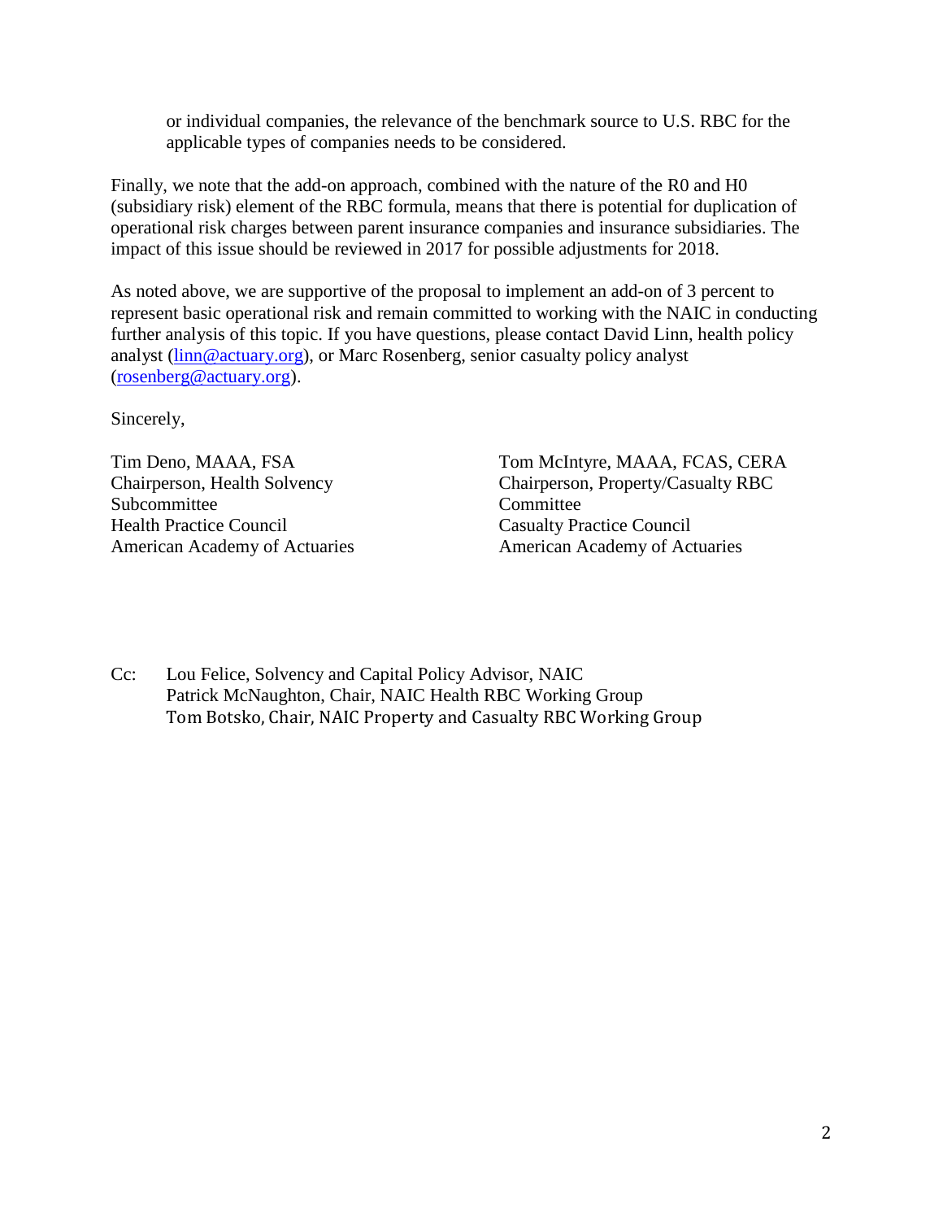or individual companies, the relevance of the benchmark source to U.S. RBC for the applicable types of companies needs to be considered.

Finally, we note that the add-on approach, combined with the nature of the R0 and H0 (subsidiary risk) element of the RBC formula, means that there is potential for duplication of operational risk charges between parent insurance companies and insurance subsidiaries. The impact of this issue should be reviewed in 2017 for possible adjustments for 2018.

As noted above, we are supportive of the proposal to implement an add-on of 3 percent to represent basic operational risk and remain committed to working with the NAIC in conducting further analysis of this topic. If you have questions, please contact David Linn, health policy analyst (linn@actuary.org), or Marc Rosenberg, senior casualty policy analyst (rosenberg@actuary.org).

Sincerely,

Tim Deno, MAAA, FSA
Chairperson, Health Solvency Subcommittee
Health Practice Council
American Academy of Actuaries

Tom McIntyre, MAAA, FCAS, CERA
Chairperson, Property/Casualty RBC Committee
Casualty Practice Council
American Academy of Actuaries

Cc: Lou Felice, Solvency and Capital Policy Advisor, NAIC
Patrick McNaughton, Chair, NAIC Health RBC Working Group
Tom Botsko, Chair, NAIC Property and Casualty RBC Working Group